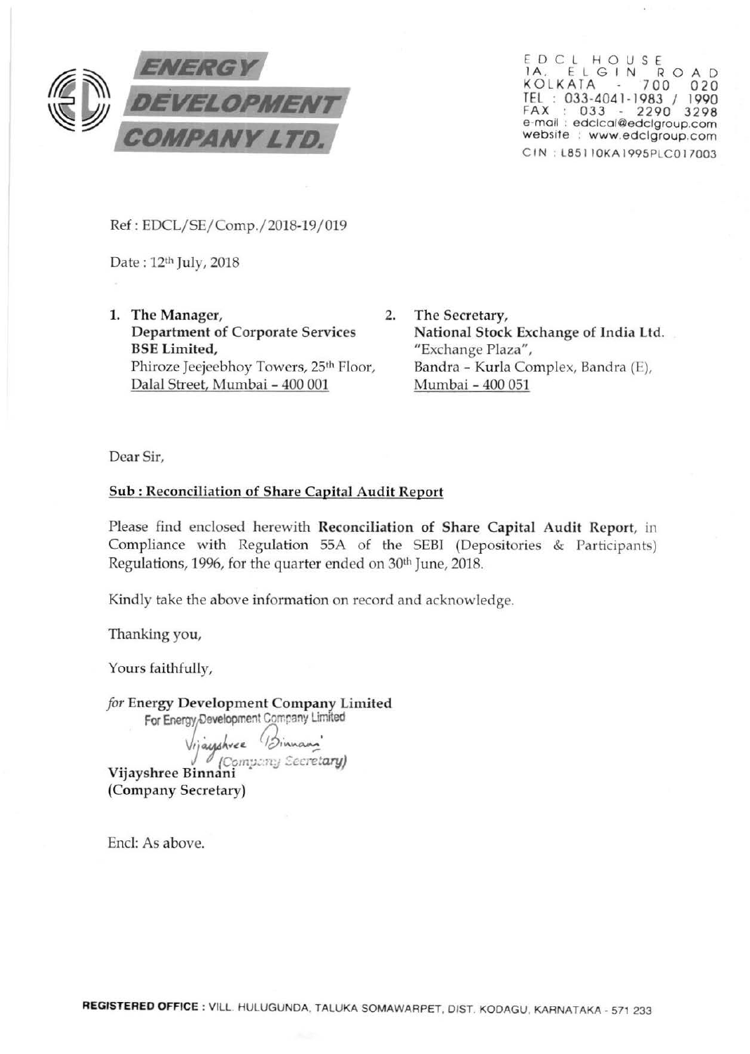# ENERGY DEVELOPMENT COMPANY LTD.

EDCL HOUSE
1A, ELGIN ROAD
KOLKATA - 700 020
TEL : 033-4041-1983 / 1990
FAX : 033 - 2290 3298
e-mail : edclcal@edclgroup.com
website : www.edclgroup.com
CIN : L85110KA1995PLC017003

Ref : EDCL/SE/Comp./2018-19/019

Date : 12th July, 2018

1. **The Manager,**
   **Department of Corporate Services**
   **BSE Limited,**
   Phiroze Jeejeebhoy Towers, 25th Floor,
   Dalal Street, Mumbai - 400 001

2. **The Secretary,**
   **National Stock Exchange of India Ltd.**
   "Exchange Plaza",
   Bandra - Kurla Complex, Bandra (E),
   Mumbai - 400 051

Dear Sir,

**Sub : Reconciliation of Share Capital Audit Report**

Please find enclosed herewith **Reconciliation of Share Capital Audit Report**, in Compliance with Regulation 55A of the SEBI (Depositories & Participants) Regulations, 1996, for the quarter ended on 30th June, 2018.

Kindly take the above information on record and acknowledge.

Thanking you,

Yours faithfully,

*for* **Energy Development Company Limited**

For Energy Development Company Limited

Vijayshree Binnani
(Company Secretary)

**Vijayshree Binnani**
**(Company Secretary)**

Encl: As above.

**REGISTERED OFFICE** : VILL. HULUGUNDA, TALUKA SOMAWARPET, DIST. KODAGU, KARNATAKA - 571 233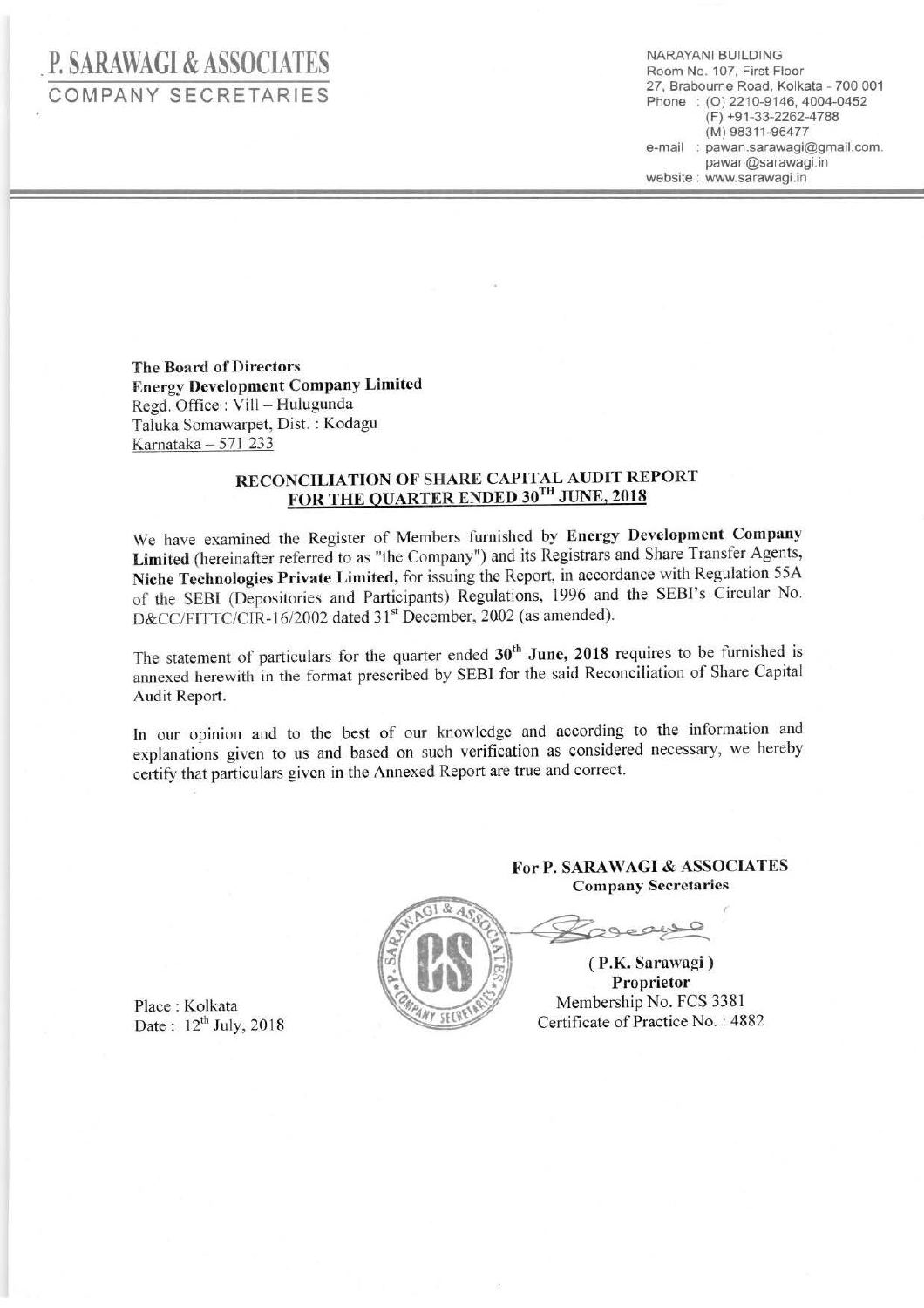# P. SARAWAGI & ASSOCIATES
COMPANY SECRETARIES

NARAYANI BUILDING
Room No. 107, First Floor
27, Brabourne Road, Kolkata - 700 001
Phone : (O) 2210-9146, 4004-0452
(F) +91-33-2262-4788
(M) 98311-96477
e-mail : pawan.sarawagi@gmail.com.
pawan@sarawagi.in
website : www.sarawagi.in

**The Board of Directors**
**Energy Development Company Limited**
Regd. Office : Vill – Hulugunda
Taluka Somawarpet, Dist. : Kodagu
Karnataka – 571 233

## RECONCILIATION OF SHARE CAPITAL AUDIT REPORT FOR THE QUARTER ENDED 30TH JUNE, 2018

We have examined the Register of Members furnished by **Energy Development Company Limited** (hereinafter referred to as "the Company") and its Registrars and Share Transfer Agents, **Niche Technologies Private Limited,** for issuing the Report, in accordance with Regulation 55A of the SEBI (Depositories and Participants) Regulations, 1996 and the SEBI's Circular No. D&CC/FITTC/CIR-16/2002 dated 31st December, 2002 (as amended).

The statement of particulars for the quarter ended **30th June, 2018** requires to be furnished is annexed herewith in the format prescribed by SEBI for the said Reconciliation of Share Capital Audit Report.

In our opinion and to the best of our knowledge and according to the information and explanations given to us and based on such verification as considered necessary, we hereby certify that particulars given in the Annexed Report are true and correct.

**For P. SARAWAGI & ASSOCIATES**
**Company Secretaries**

**( P.K. Sarawagi )**
**Proprietor**
Membership No. FCS 3381
Certificate of Practice No. : 4882

Place : Kolkata
Date : 12th July, 2018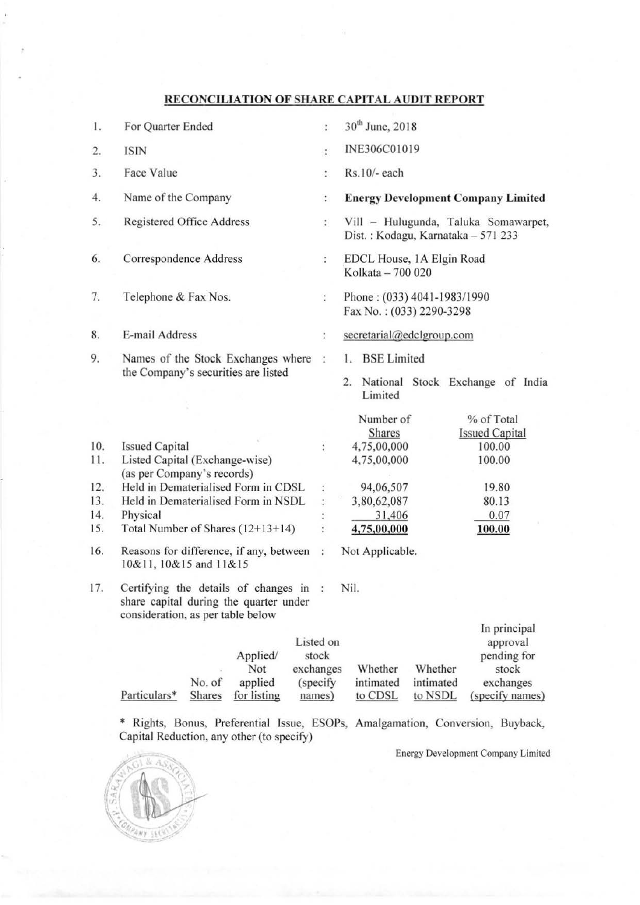## RECONCILIATION OF SHARE CAPITAL AUDIT REPORT

| | | | |
|---|---|---|---|
| 1. | For Quarter Ended | : | 30th June, 2018 |
| 2. | ISIN | : | INE306C01019 |
| 3. | Face Value | : | Rs.10/- each |
| 4. | Name of the Company | : | **Energy Development Company Limited** |
| 5. | Registered Office Address | : | Vill – Hulugunda, Taluka Somawarpet, Dist. : Kodagu, Karnataka – 571 233 |
| 6. | Correspondence Address | : | EDCL House, 1A Elgin Road Kolkata – 700 020 |
| 7. | Telephone & Fax Nos. | : | Phone : (033) 4041-1983/1990 Fax No. : (033) 2290-3298 |
| 8. | E-mail Address | : | secretarial@edclgroup.com |
| 9. | Names of the Stock Exchanges where the Company's securities are listed | : | 1. BSE Limited<br>2. National Stock Exchange of India Limited |

| | | | Number of Shares | % of Total Issued Capital |
|---|---|---|---|---|
| 10. | Issued Capital | : | 4,75,00,000 | 100.00 |
| 11. | Listed Capital (Exchange-wise) (as per Company's records) | | 4,75,00,000 | 100.00 |
| 12. | Held in Dematerialised Form in CDSL | : | 94,06,507 | 19.80 |
| 13. | Held in Dematerialised Form in NSDL | : | 3,80,62,087 | 80.13 |
| 14. | Physical | : | 31,406 | 0.07 |
| 15. | Total Number of Shares (12+13+14) | : | **4,75,00,000** | **100.00** |

| | | | |
|---|---|---|---|
| 16. | Reasons for difference, if any, between 10&11, 10&15 and 11&15 | : | Not Applicable. |
| 17. | Certifying the details of changes in share capital during the quarter under consideration, as per table below | : | Nil. |

| Particulars* | No. of Shares | Applied/ Not applied for listing | Listed on stock exchanges (specify names) | Whether intimated to CDSL | Whether intimated to NSDL | In principal approval pending for stock exchanges (specify names) |
|---|---|---|---|---|---|---|

\* Rights, Bonus, Preferential Issue, ESOPs, Amalgamation, Conversion, Buyback, Capital Reduction, any other (to specify)

Energy Development Company Limited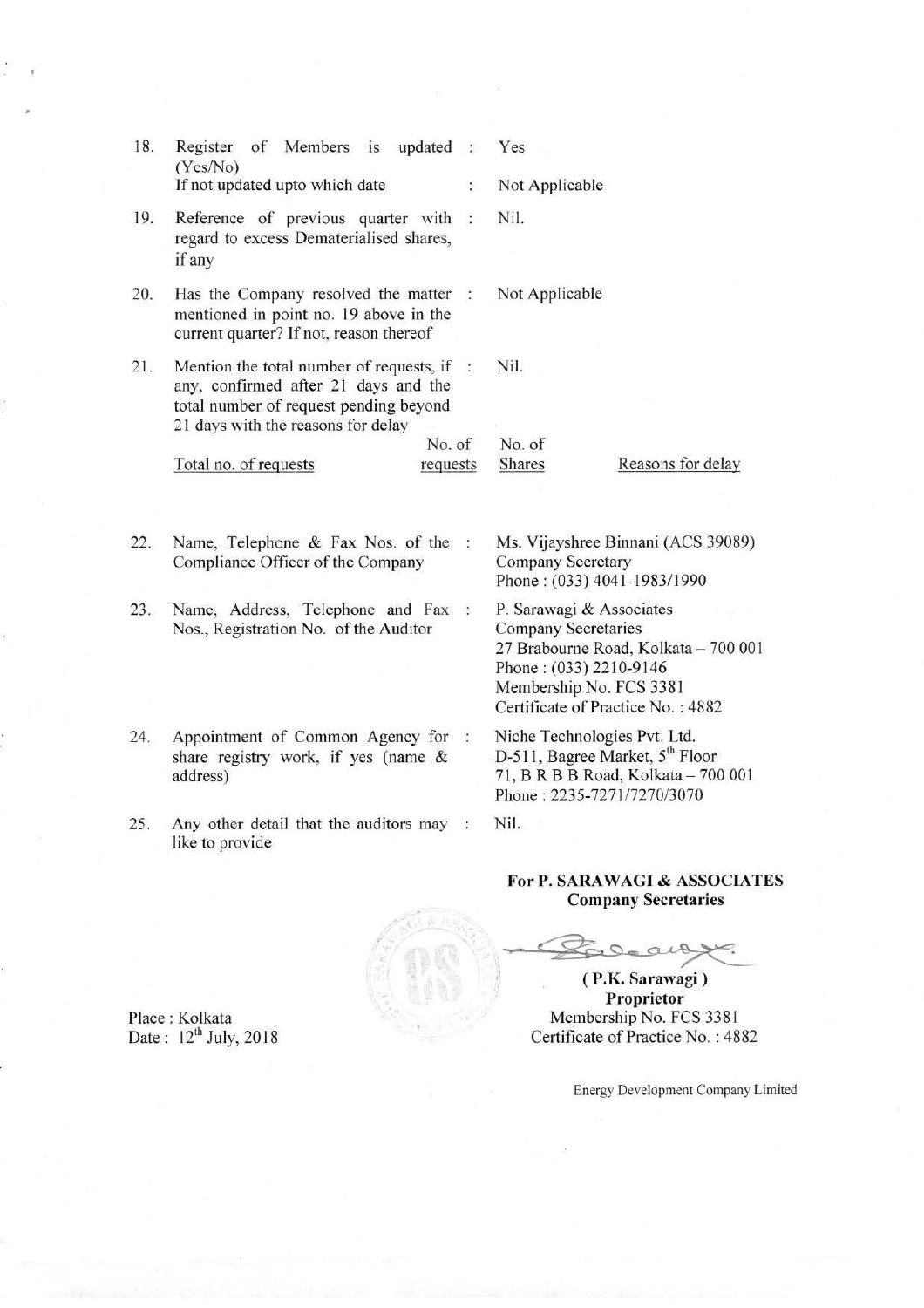| | | | |
|---|---|---|---|
| 18. | Register of Members is updated (Yes/No) | : | Yes |
| | If not updated upto which date | : | Not Applicable |
| 19. | Reference of previous quarter with regard to excess Dematerialised shares, if any | : | Nil. |
| 20. | Has the Company resolved the matter mentioned in point no. 19 above in the current quarter? If not, reason thereof | : | Not Applicable |
| 21. | Mention the total number of requests, if any, confirmed after 21 days and the total number of request pending beyond 21 days with the reasons for delay | : | Nil. |

| Total no. of requests | No. of requests | No. of Shares | Reasons for delay |
|---|---|---|---|
| | | | |

| | | | |
|---|---|---|---|
| 22. | Name, Telephone & Fax Nos. of the Compliance Officer of the Company | : | Ms. Vijayshree Binnani (ACS 39089)<br>Company Secretary<br>Phone : (033) 4041-1983/1990 |
| 23. | Name, Address, Telephone and Fax Nos., Registration No. of the Auditor | : | P. Sarawagi & Associates<br>Company Secretaries<br>27 Brabourne Road, Kolkata – 700 001<br>Phone : (033) 2210-9146<br>Membership No. FCS 3381<br>Certificate of Practice No. : 4882 |
| 24. | Appointment of Common Agency for share registry work, if yes (name & address) | : | Niche Technologies Pvt. Ltd.<br>D-511, Bagree Market, 5th Floor<br>71, B R B B Road, Kolkata – 700 001<br>Phone : 2235-7271/7270/3070 |
| 25. | Any other detail that the auditors may like to provide | : | Nil. |

**For P. SARAWAGI & ASSOCIATES**
**Company Secretaries**

**( P.K. Sarawagi )**
**Proprietor**
Membership No. FCS 3381
Certificate of Practice No. : 4882

Place : Kolkata
Date : 12th July, 2018

Energy Development Company Limited